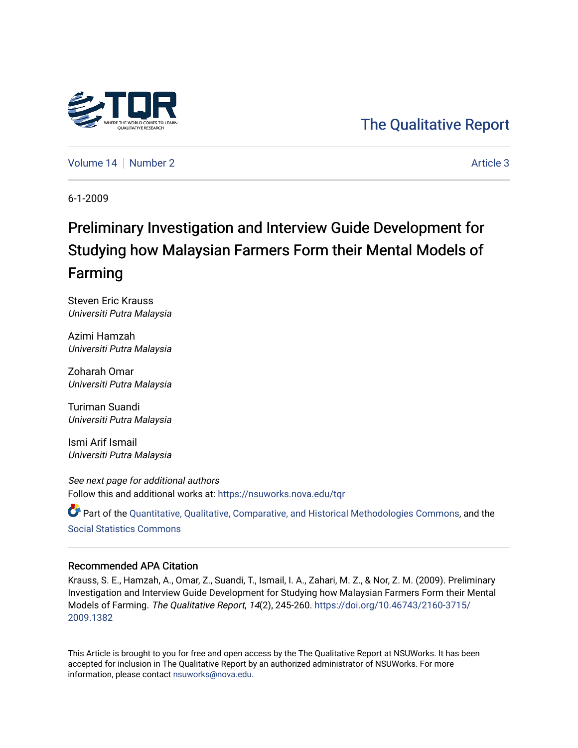The Qualitative Report

Volume 14 | Number 2 — Article 3

6-1-2009

# Preliminary Investigation and Interview Guide Development for Studying how Malaysian Farmers Form their Mental Models of Farming

Steven Eric Krauss
*Universiti Putra Malaysia*

Azimi Hamzah
*Universiti Putra Malaysia*

Zoharah Omar
*Universiti Putra Malaysia*

Turiman Suandi
*Universiti Putra Malaysia*

Ismi Arif Ismail
*Universiti Putra Malaysia*

*See next page for additional authors*

Follow this and additional works at: https://nsuworks.nova.edu/tqr

Part of the Quantitative, Qualitative, Comparative, and Historical Methodologies Commons, and the Social Statistics Commons

## Recommended APA Citation

Krauss, S. E., Hamzah, A., Omar, Z., Suandi, T., Ismail, I. A., Zahari, M. Z., & Nor, Z. M. (2009). Preliminary Investigation and Interview Guide Development for Studying how Malaysian Farmers Form their Mental Models of Farming. *The Qualitative Report*, *14*(2), 245-260. https://doi.org/10.46743/2160-3715/2009.1382

This Article is brought to you for free and open access by the The Qualitative Report at NSUWorks. It has been accepted for inclusion in The Qualitative Report by an authorized administrator of NSUWorks. For more information, please contact nsuworks@nova.edu.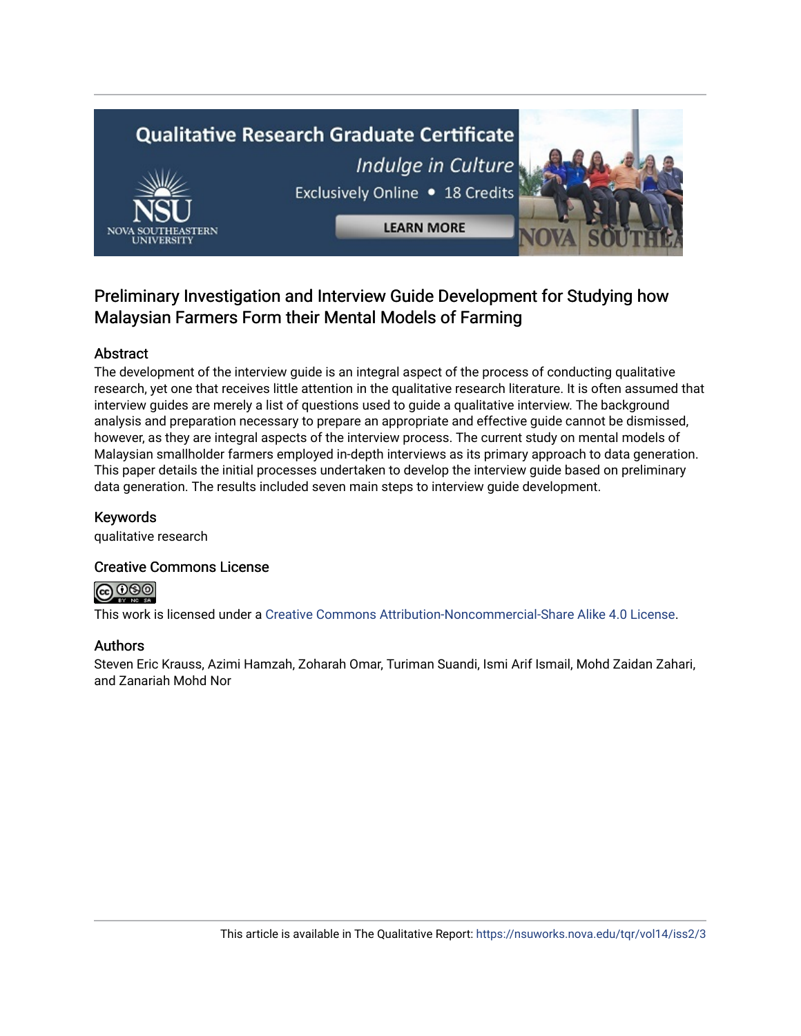# Preliminary Investigation and Interview Guide Development for Studying how Malaysian Farmers Form their Mental Models of Farming

## Abstract

The development of the interview guide is an integral aspect of the process of conducting qualitative research, yet one that receives little attention in the qualitative research literature. It is often assumed that interview guides are merely a list of questions used to guide a qualitative interview. The background analysis and preparation necessary to prepare an appropriate and effective guide cannot be dismissed, however, as they are integral aspects of the interview process. The current study on mental models of Malaysian smallholder farmers employed in-depth interviews as its primary approach to data generation. This paper details the initial processes undertaken to develop the interview guide based on preliminary data generation. The results included seven main steps to interview guide development.

## Keywords

qualitative research

## Creative Commons License

This work is licensed under a Creative Commons Attribution-Noncommercial-Share Alike 4.0 License.

## Authors

Steven Eric Krauss, Azimi Hamzah, Zoharah Omar, Turiman Suandi, Ismi Arif Ismail, Mohd Zaidan Zahari, and Zanariah Mohd Nor

This article is available in The Qualitative Report: https://nsuworks.nova.edu/tqr/vol14/iss2/3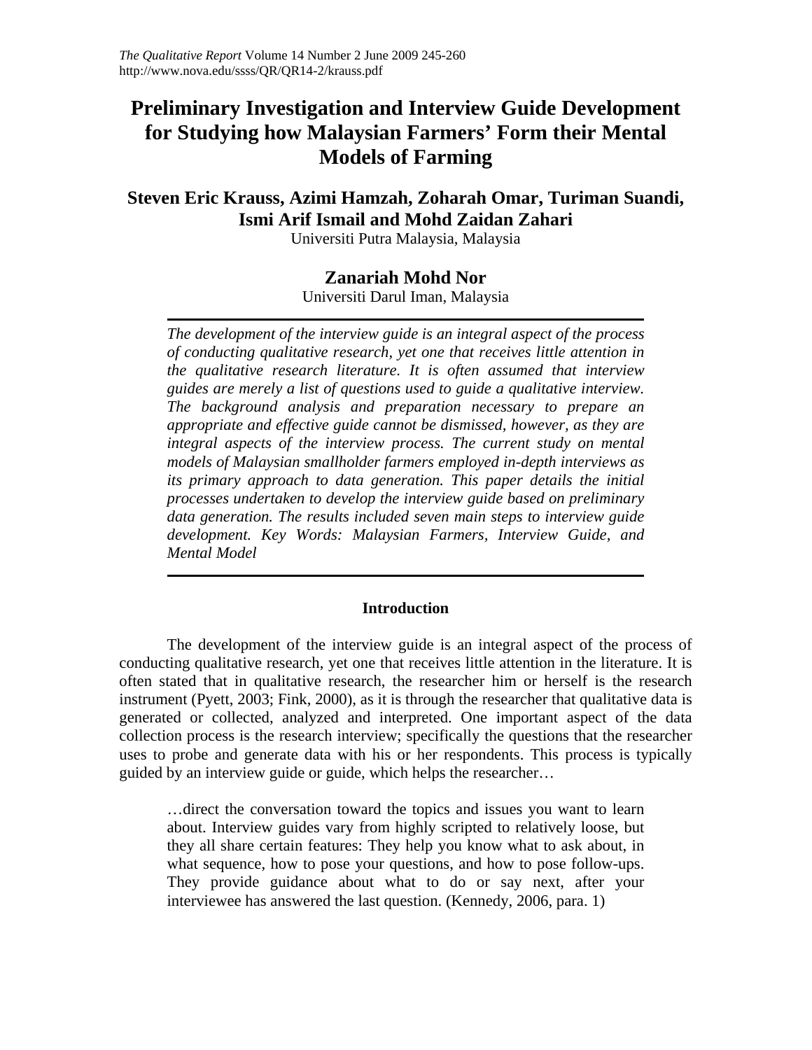# Preliminary Investigation and Interview Guide Development for Studying how Malaysian Farmers' Form their Mental Models of Farming

**Steven Eric Krauss, Azimi Hamzah, Zoharah Omar, Turiman Suandi, Ismi Arif Ismail and Mohd Zaidan Zahari**

Universiti Putra Malaysia, Malaysia

**Zanariah Mohd Nor**

Universiti Darul Iman, Malaysia

---

*The development of the interview guide is an integral aspect of the process of conducting qualitative research, yet one that receives little attention in the qualitative research literature. It is often assumed that interview guides are merely a list of questions used to guide a qualitative interview. The background analysis and preparation necessary to prepare an appropriate and effective guide cannot be dismissed, however, as they are integral aspects of the interview process. The current study on mental models of Malaysian smallholder farmers employed in-depth interviews as its primary approach to data generation. This paper details the initial processes undertaken to develop the interview guide based on preliminary data generation. The results included seven main steps to interview guide development. Key Words: Malaysian Farmers, Interview Guide, and Mental Model*

---

## Introduction

The development of the interview guide is an integral aspect of the process of conducting qualitative research, yet one that receives little attention in the literature. It is often stated that in qualitative research, the researcher him or herself is the research instrument (Pyett, 2003; Fink, 2000), as it is through the researcher that qualitative data is generated or collected, analyzed and interpreted. One important aspect of the data collection process is the research interview; specifically the questions that the researcher uses to probe and generate data with his or her respondents. This process is typically guided by an interview guide or guide, which helps the researcher…

> …direct the conversation toward the topics and issues you want to learn about. Interview guides vary from highly scripted to relatively loose, but they all share certain features: They help you know what to ask about, in what sequence, how to pose your questions, and how to pose follow-ups. They provide guidance about what to do or say next, after your interviewee has answered the last question. (Kennedy, 2006, para. 1)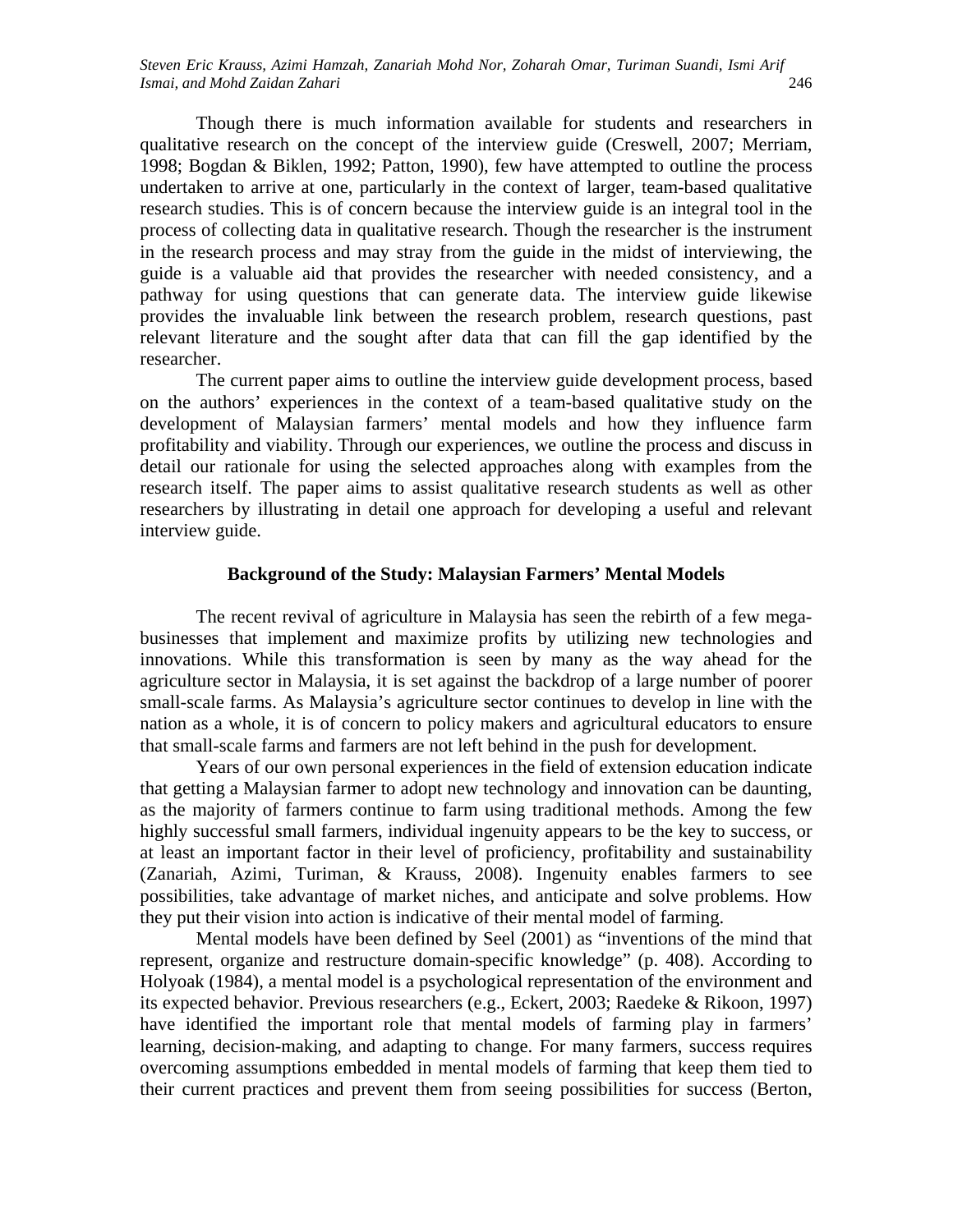Though there is much information available for students and researchers in qualitative research on the concept of the interview guide (Creswell, 2007; Merriam, 1998; Bogdan & Biklen, 1992; Patton, 1990), few have attempted to outline the process undertaken to arrive at one, particularly in the context of larger, team-based qualitative research studies. This is of concern because the interview guide is an integral tool in the process of collecting data in qualitative research. Though the researcher is the instrument in the research process and may stray from the guide in the midst of interviewing, the guide is a valuable aid that provides the researcher with needed consistency, and a pathway for using questions that can generate data. The interview guide likewise provides the invaluable link between the research problem, research questions, past relevant literature and the sought after data that can fill the gap identified by the researcher.

The current paper aims to outline the interview guide development process, based on the authors' experiences in the context of a team-based qualitative study on the development of Malaysian farmers' mental models and how they influence farm profitability and viability. Through our experiences, we outline the process and discuss in detail our rationale for using the selected approaches along with examples from the research itself. The paper aims to assist qualitative research students as well as other researchers by illustrating in detail one approach for developing a useful and relevant interview guide.

## Background of the Study: Malaysian Farmers' Mental Models

The recent revival of agriculture in Malaysia has seen the rebirth of a few mega-businesses that implement and maximize profits by utilizing new technologies and innovations. While this transformation is seen by many as the way ahead for the agriculture sector in Malaysia, it is set against the backdrop of a large number of poorer small-scale farms. As Malaysia's agriculture sector continues to develop in line with the nation as a whole, it is of concern to policy makers and agricultural educators to ensure that small-scale farms and farmers are not left behind in the push for development.

Years of our own personal experiences in the field of extension education indicate that getting a Malaysian farmer to adopt new technology and innovation can be daunting, as the majority of farmers continue to farm using traditional methods. Among the few highly successful small farmers, individual ingenuity appears to be the key to success, or at least an important factor in their level of proficiency, profitability and sustainability (Zanariah, Azimi, Turiman, & Krauss, 2008). Ingenuity enables farmers to see possibilities, take advantage of market niches, and anticipate and solve problems. How they put their vision into action is indicative of their mental model of farming.

Mental models have been defined by Seel (2001) as "inventions of the mind that represent, organize and restructure domain-specific knowledge" (p. 408). According to Holyoak (1984), a mental model is a psychological representation of the environment and its expected behavior. Previous researchers (e.g., Eckert, 2003; Raedeke & Rikoon, 1997) have identified the important role that mental models of farming play in farmers' learning, decision-making, and adapting to change. For many farmers, success requires overcoming assumptions embedded in mental models of farming that keep them tied to their current practices and prevent them from seeing possibilities for success (Berton,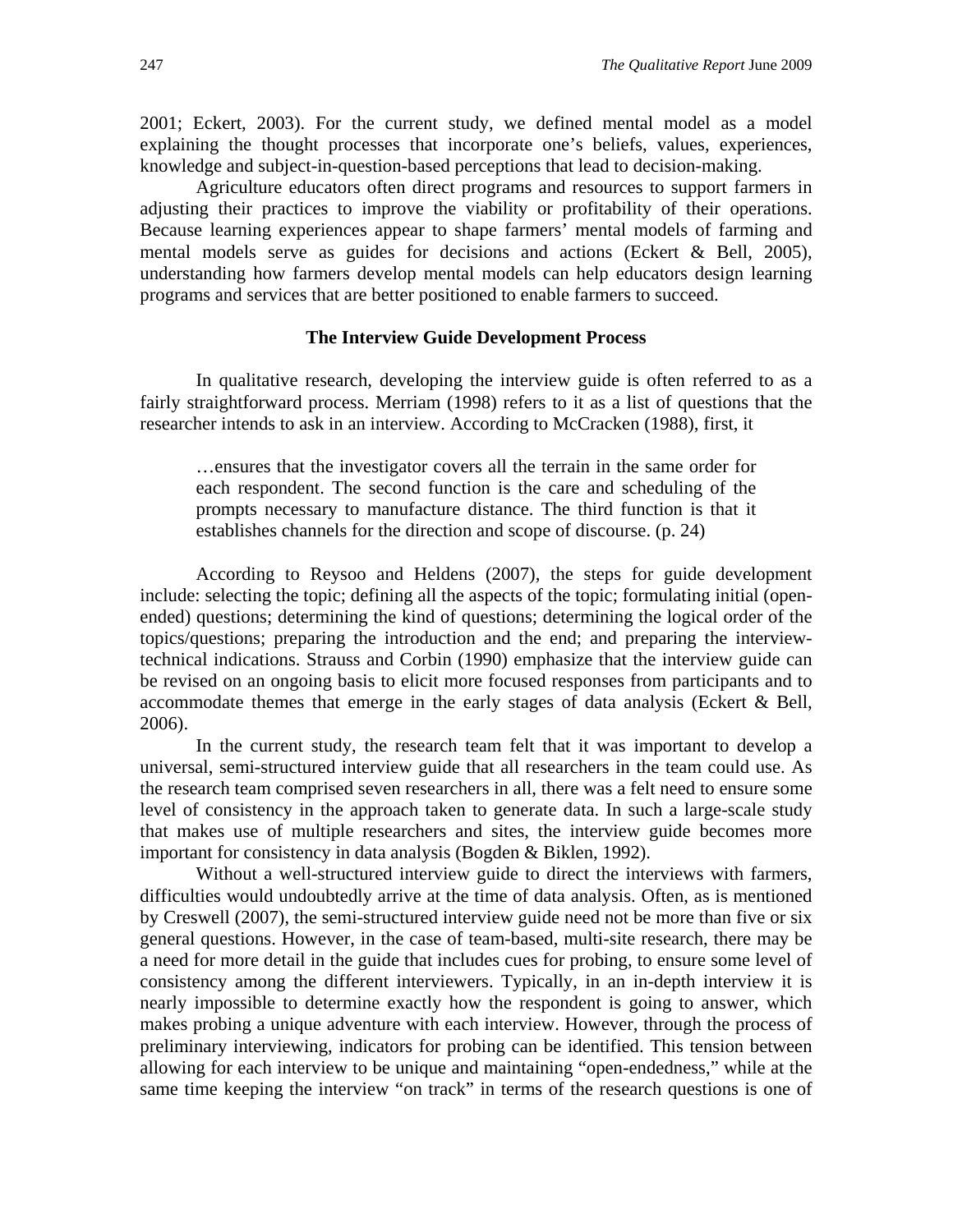2001; Eckert, 2003). For the current study, we defined mental model as a model explaining the thought processes that incorporate one's beliefs, values, experiences, knowledge and subject-in-question-based perceptions that lead to decision-making.

Agriculture educators often direct programs and resources to support farmers in adjusting their practices to improve the viability or profitability of their operations. Because learning experiences appear to shape farmers' mental models of farming and mental models serve as guides for decisions and actions (Eckert & Bell, 2005), understanding how farmers develop mental models can help educators design learning programs and services that are better positioned to enable farmers to succeed.

### The Interview Guide Development Process

In qualitative research, developing the interview guide is often referred to as a fairly straightforward process. Merriam (1998) refers to it as a list of questions that the researcher intends to ask in an interview. According to McCracken (1988), first, it

> …ensures that the investigator covers all the terrain in the same order for each respondent. The second function is the care and scheduling of the prompts necessary to manufacture distance. The third function is that it establishes channels for the direction and scope of discourse. (p. 24)

According to Reysoo and Heldens (2007), the steps for guide development include: selecting the topic; defining all the aspects of the topic; formulating initial (open-ended) questions; determining the kind of questions; determining the logical order of the topics/questions; preparing the introduction and the end; and preparing the interview-technical indications. Strauss and Corbin (1990) emphasize that the interview guide can be revised on an ongoing basis to elicit more focused responses from participants and to accommodate themes that emerge in the early stages of data analysis (Eckert & Bell, 2006).

In the current study, the research team felt that it was important to develop a universal, semi-structured interview guide that all researchers in the team could use. As the research team comprised seven researchers in all, there was a felt need to ensure some level of consistency in the approach taken to generate data. In such a large-scale study that makes use of multiple researchers and sites, the interview guide becomes more important for consistency in data analysis (Bogden & Biklen, 1992).

Without a well-structured interview guide to direct the interviews with farmers, difficulties would undoubtedly arrive at the time of data analysis. Often, as is mentioned by Creswell (2007), the semi-structured interview guide need not be more than five or six general questions. However, in the case of team-based, multi-site research, there may be a need for more detail in the guide that includes cues for probing, to ensure some level of consistency among the different interviewers. Typically, in an in-depth interview it is nearly impossible to determine exactly how the respondent is going to answer, which makes probing a unique adventure with each interview. However, through the process of preliminary interviewing, indicators for probing can be identified. This tension between allowing for each interview to be unique and maintaining "open-endedness," while at the same time keeping the interview "on track" in terms of the research questions is one of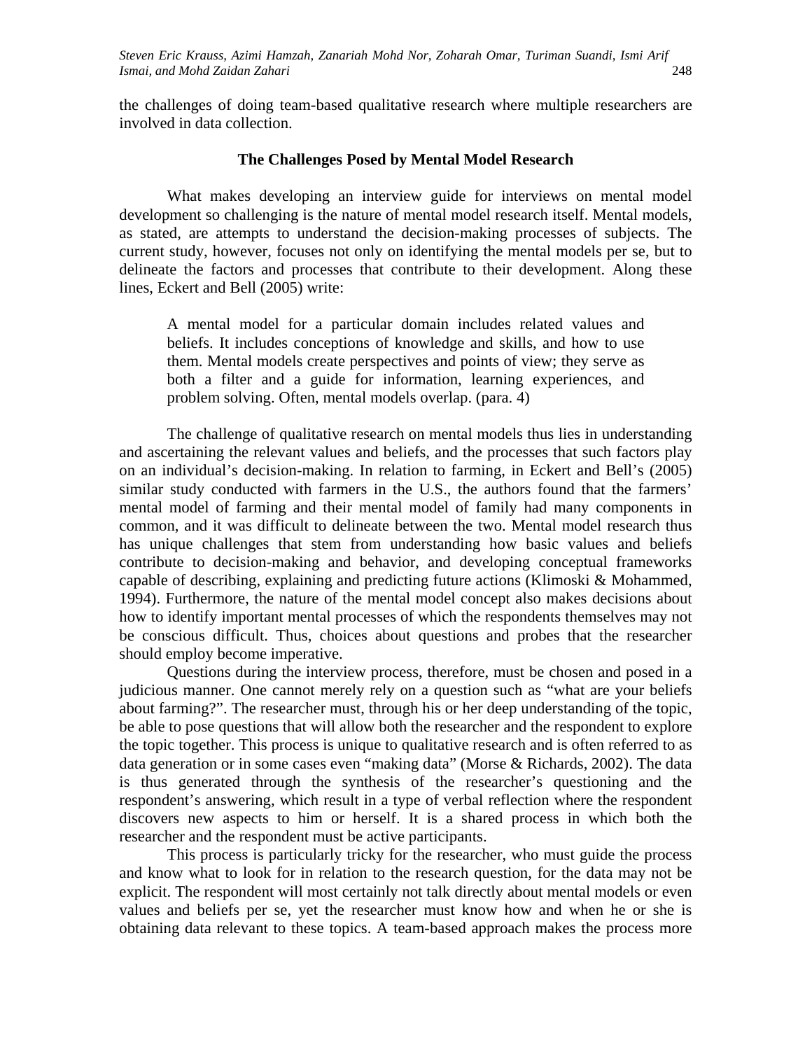the challenges of doing team-based qualitative research where multiple researchers are involved in data collection.

## The Challenges Posed by Mental Model Research

What makes developing an interview guide for interviews on mental model development so challenging is the nature of mental model research itself. Mental models, as stated, are attempts to understand the decision-making processes of subjects. The current study, however, focuses not only on identifying the mental models per se, but to delineate the factors and processes that contribute to their development. Along these lines, Eckert and Bell (2005) write:

> A mental model for a particular domain includes related values and beliefs. It includes conceptions of knowledge and skills, and how to use them. Mental models create perspectives and points of view; they serve as both a filter and a guide for information, learning experiences, and problem solving. Often, mental models overlap. (para. 4)

The challenge of qualitative research on mental models thus lies in understanding and ascertaining the relevant values and beliefs, and the processes that such factors play on an individual's decision-making. In relation to farming, in Eckert and Bell's (2005) similar study conducted with farmers in the U.S., the authors found that the farmers' mental model of farming and their mental model of family had many components in common, and it was difficult to delineate between the two. Mental model research thus has unique challenges that stem from understanding how basic values and beliefs contribute to decision-making and behavior, and developing conceptual frameworks capable of describing, explaining and predicting future actions (Klimoski & Mohammed, 1994). Furthermore, the nature of the mental model concept also makes decisions about how to identify important mental processes of which the respondents themselves may not be conscious difficult. Thus, choices about questions and probes that the researcher should employ become imperative.

Questions during the interview process, therefore, must be chosen and posed in a judicious manner. One cannot merely rely on a question such as "what are your beliefs about farming?". The researcher must, through his or her deep understanding of the topic, be able to pose questions that will allow both the researcher and the respondent to explore the topic together. This process is unique to qualitative research and is often referred to as data generation or in some cases even "making data" (Morse & Richards, 2002). The data is thus generated through the synthesis of the researcher's questioning and the respondent's answering, which result in a type of verbal reflection where the respondent discovers new aspects to him or herself. It is a shared process in which both the researcher and the respondent must be active participants.

This process is particularly tricky for the researcher, who must guide the process and know what to look for in relation to the research question, for the data may not be explicit. The respondent will most certainly not talk directly about mental models or even values and beliefs per se, yet the researcher must know how and when he or she is obtaining data relevant to these topics. A team-based approach makes the process more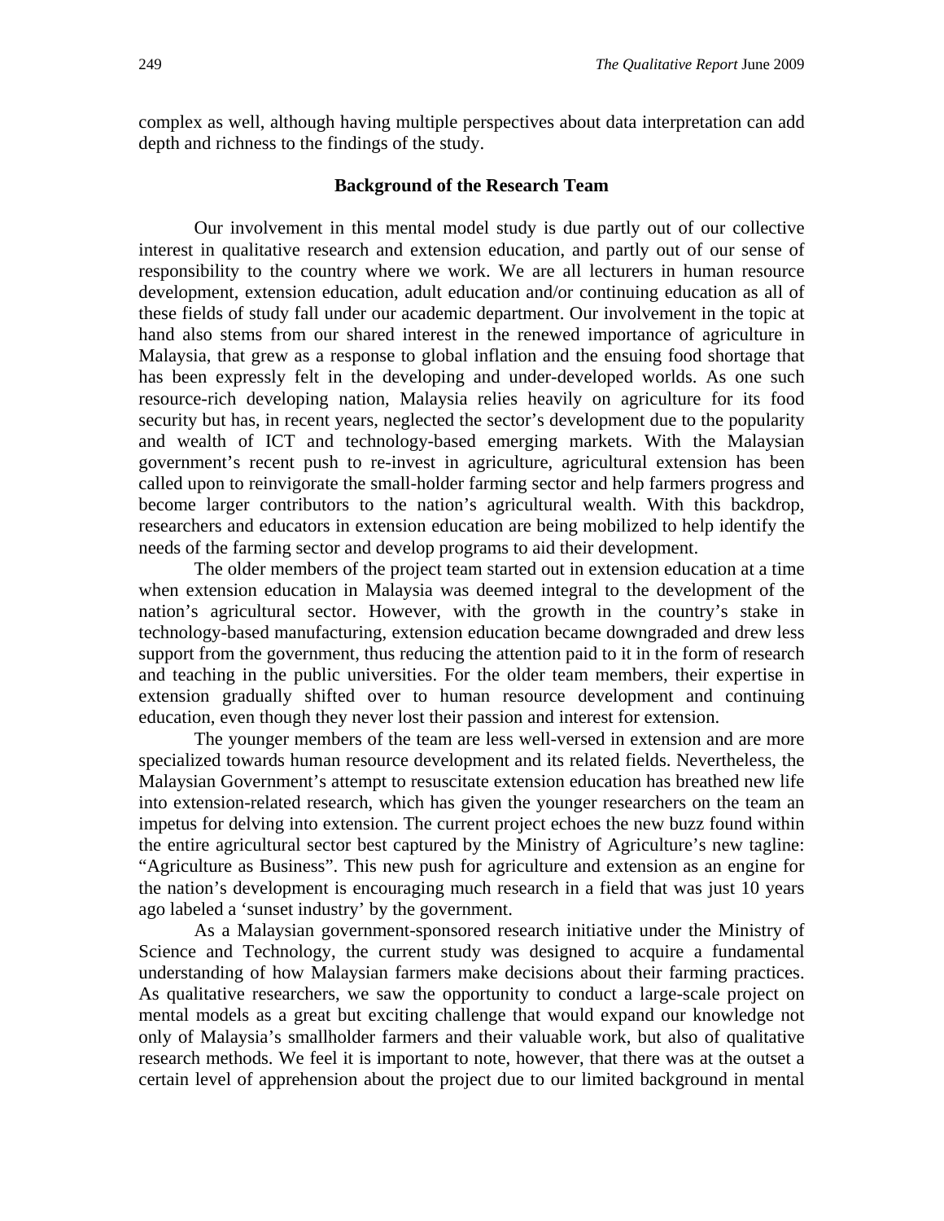complex as well, although having multiple perspectives about data interpretation can add depth and richness to the findings of the study.

## Background of the Research Team

Our involvement in this mental model study is due partly out of our collective interest in qualitative research and extension education, and partly out of our sense of responsibility to the country where we work. We are all lecturers in human resource development, extension education, adult education and/or continuing education as all of these fields of study fall under our academic department. Our involvement in the topic at hand also stems from our shared interest in the renewed importance of agriculture in Malaysia, that grew as a response to global inflation and the ensuing food shortage that has been expressly felt in the developing and under-developed worlds. As one such resource-rich developing nation, Malaysia relies heavily on agriculture for its food security but has, in recent years, neglected the sector's development due to the popularity and wealth of ICT and technology-based emerging markets. With the Malaysian government's recent push to re-invest in agriculture, agricultural extension has been called upon to reinvigorate the small-holder farming sector and help farmers progress and become larger contributors to the nation's agricultural wealth. With this backdrop, researchers and educators in extension education are being mobilized to help identify the needs of the farming sector and develop programs to aid their development.

The older members of the project team started out in extension education at a time when extension education in Malaysia was deemed integral to the development of the nation's agricultural sector. However, with the growth in the country's stake in technology-based manufacturing, extension education became downgraded and drew less support from the government, thus reducing the attention paid to it in the form of research and teaching in the public universities. For the older team members, their expertise in extension gradually shifted over to human resource development and continuing education, even though they never lost their passion and interest for extension.

The younger members of the team are less well-versed in extension and are more specialized towards human resource development and its related fields. Nevertheless, the Malaysian Government's attempt to resuscitate extension education has breathed new life into extension-related research, which has given the younger researchers on the team an impetus for delving into extension. The current project echoes the new buzz found within the entire agricultural sector best captured by the Ministry of Agriculture's new tagline: "Agriculture as Business". This new push for agriculture and extension as an engine for the nation's development is encouraging much research in a field that was just 10 years ago labeled a 'sunset industry' by the government.

As a Malaysian government-sponsored research initiative under the Ministry of Science and Technology, the current study was designed to acquire a fundamental understanding of how Malaysian farmers make decisions about their farming practices. As qualitative researchers, we saw the opportunity to conduct a large-scale project on mental models as a great but exciting challenge that would expand our knowledge not only of Malaysia's smallholder farmers and their valuable work, but also of qualitative research methods. We feel it is important to note, however, that there was at the outset a certain level of apprehension about the project due to our limited background in mental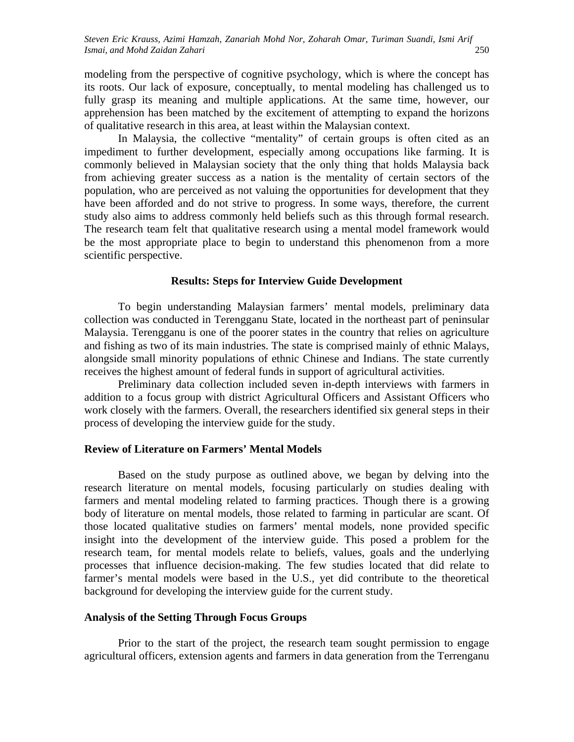modeling from the perspective of cognitive psychology, which is where the concept has its roots. Our lack of exposure, conceptually, to mental modeling has challenged us to fully grasp its meaning and multiple applications. At the same time, however, our apprehension has been matched by the excitement of attempting to expand the horizons of qualitative research in this area, at least within the Malaysian context.

In Malaysia, the collective "mentality" of certain groups is often cited as an impediment to further development, especially among occupations like farming. It is commonly believed in Malaysian society that the only thing that holds Malaysia back from achieving greater success as a nation is the mentality of certain sectors of the population, who are perceived as not valuing the opportunities for development that they have been afforded and do not strive to progress. In some ways, therefore, the current study also aims to address commonly held beliefs such as this through formal research. The research team felt that qualitative research using a mental model framework would be the most appropriate place to begin to understand this phenomenon from a more scientific perspective.

## Results: Steps for Interview Guide Development

To begin understanding Malaysian farmers' mental models, preliminary data collection was conducted in Terengganu State, located in the northeast part of peninsular Malaysia. Terengganu is one of the poorer states in the country that relies on agriculture and fishing as two of its main industries. The state is comprised mainly of ethnic Malays, alongside small minority populations of ethnic Chinese and Indians. The state currently receives the highest amount of federal funds in support of agricultural activities.

Preliminary data collection included seven in-depth interviews with farmers in addition to a focus group with district Agricultural Officers and Assistant Officers who work closely with the farmers. Overall, the researchers identified six general steps in their process of developing the interview guide for the study.

### Review of Literature on Farmers' Mental Models

Based on the study purpose as outlined above, we began by delving into the research literature on mental models, focusing particularly on studies dealing with farmers and mental modeling related to farming practices. Though there is a growing body of literature on mental models, those related to farming in particular are scant. Of those located qualitative studies on farmers' mental models, none provided specific insight into the development of the interview guide. This posed a problem for the research team, for mental models relate to beliefs, values, goals and the underlying processes that influence decision-making. The few studies located that did relate to farmer's mental models were based in the U.S., yet did contribute to the theoretical background for developing the interview guide for the current study.

### Analysis of the Setting Through Focus Groups

Prior to the start of the project, the research team sought permission to engage agricultural officers, extension agents and farmers in data generation from the Terrenganu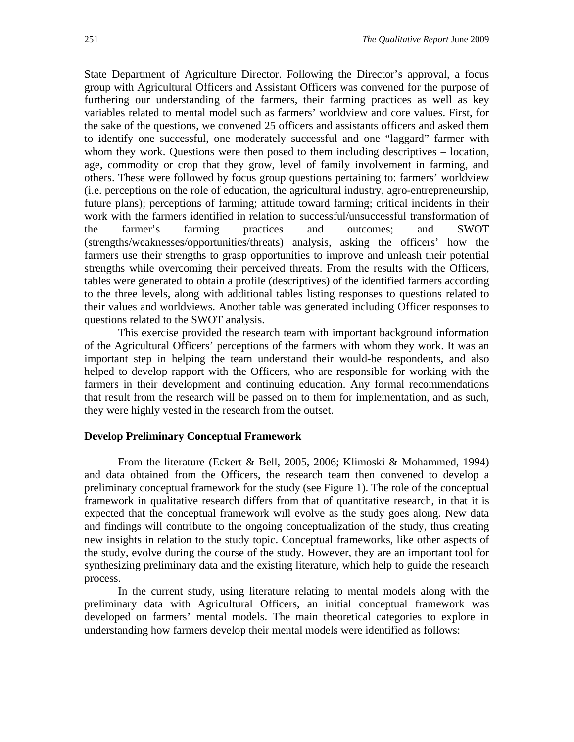State Department of Agriculture Director. Following the Director's approval, a focus group with Agricultural Officers and Assistant Officers was convened for the purpose of furthering our understanding of the farmers, their farming practices as well as key variables related to mental model such as farmers' worldview and core values. First, for the sake of the questions, we convened 25 officers and assistants officers and asked them to identify one successful, one moderately successful and one "laggard" farmer with whom they work. Questions were then posed to them including descriptives – location, age, commodity or crop that they grow, level of family involvement in farming, and others. These were followed by focus group questions pertaining to: farmers' worldview (i.e. perceptions on the role of education, the agricultural industry, agro-entrepreneurship, future plans); perceptions of farming; attitude toward farming; critical incidents in their work with the farmers identified in relation to successful/unsuccessful transformation of the farmer's farming practices and outcomes; and SWOT (strengths/weaknesses/opportunities/threats) analysis, asking the officers' how the farmers use their strengths to grasp opportunities to improve and unleash their potential strengths while overcoming their perceived threats. From the results with the Officers, tables were generated to obtain a profile (descriptives) of the identified farmers according to the three levels, along with additional tables listing responses to questions related to their values and worldviews. Another table was generated including Officer responses to questions related to the SWOT analysis.

This exercise provided the research team with important background information of the Agricultural Officers' perceptions of the farmers with whom they work. It was an important step in helping the team understand their would-be respondents, and also helped to develop rapport with the Officers, who are responsible for working with the farmers in their development and continuing education. Any formal recommendations that result from the research will be passed on to them for implementation, and as such, they were highly vested in the research from the outset.

### Develop Preliminary Conceptual Framework

From the literature (Eckert & Bell, 2005, 2006; Klimoski & Mohammed, 1994) and data obtained from the Officers, the research team then convened to develop a preliminary conceptual framework for the study (see Figure 1). The role of the conceptual framework in qualitative research differs from that of quantitative research, in that it is expected that the conceptual framework will evolve as the study goes along. New data and findings will contribute to the ongoing conceptualization of the study, thus creating new insights in relation to the study topic. Conceptual frameworks, like other aspects of the study, evolve during the course of the study. However, they are an important tool for synthesizing preliminary data and the existing literature, which help to guide the research process.

In the current study, using literature relating to mental models along with the preliminary data with Agricultural Officers, an initial conceptual framework was developed on farmers' mental models. The main theoretical categories to explore in understanding how farmers develop their mental models were identified as follows: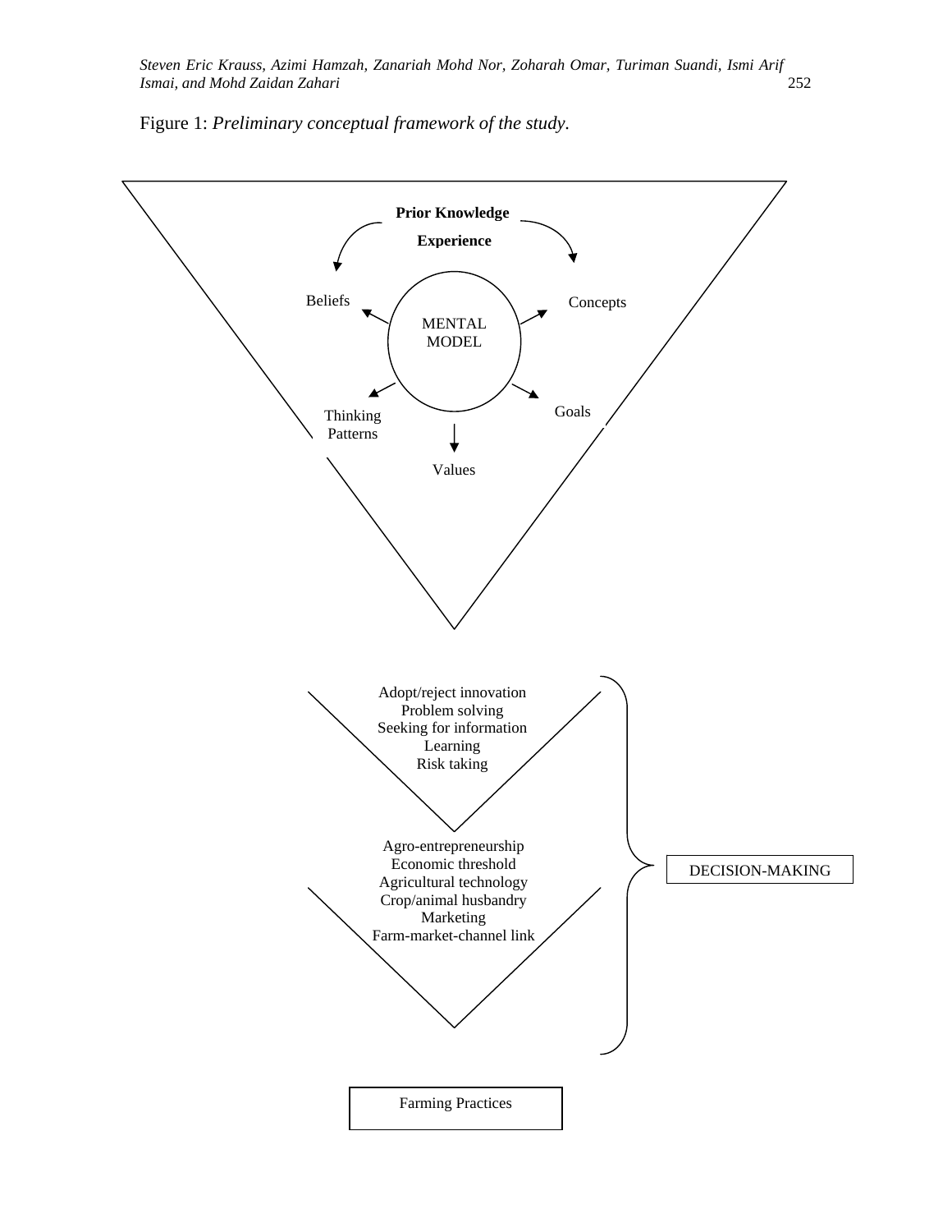Figure 1: *Preliminary conceptual framework of the study.*

**Prior Knowledge**

**Experience**

MENTAL MODEL

Beliefs

Concepts

Thinking Patterns

Goals

Values

Adopt/reject innovation
Problem solving
Seeking for information
Learning
Risk taking

Agro-entrepreneurship
Economic threshold
Agricultural technology
Crop/animal husbandry
Marketing
Farm-market-channel link

DECISION-MAKING

Farming Practices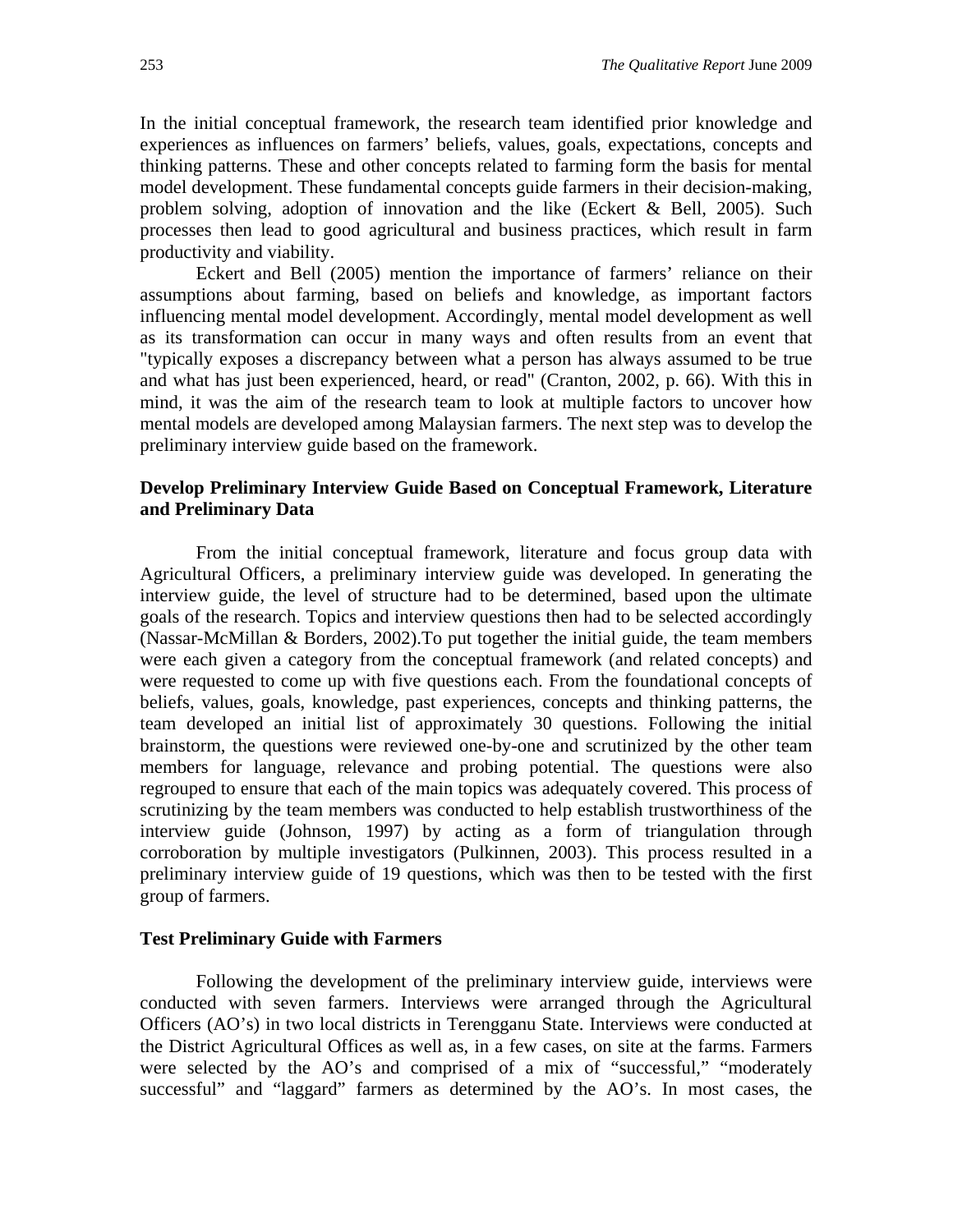In the initial conceptual framework, the research team identified prior knowledge and experiences as influences on farmers' beliefs, values, goals, expectations, concepts and thinking patterns. These and other concepts related to farming form the basis for mental model development. These fundamental concepts guide farmers in their decision-making, problem solving, adoption of innovation and the like (Eckert & Bell, 2005). Such processes then lead to good agricultural and business practices, which result in farm productivity and viability.

Eckert and Bell (2005) mention the importance of farmers' reliance on their assumptions about farming, based on beliefs and knowledge, as important factors influencing mental model development. Accordingly, mental model development as well as its transformation can occur in many ways and often results from an event that "typically exposes a discrepancy between what a person has always assumed to be true and what has just been experienced, heard, or read" (Cranton, 2002, p. 66). With this in mind, it was the aim of the research team to look at multiple factors to uncover how mental models are developed among Malaysian farmers. The next step was to develop the preliminary interview guide based on the framework.

### Develop Preliminary Interview Guide Based on Conceptual Framework, Literature and Preliminary Data

From the initial conceptual framework, literature and focus group data with Agricultural Officers, a preliminary interview guide was developed. In generating the interview guide, the level of structure had to be determined, based upon the ultimate goals of the research. Topics and interview questions then had to be selected accordingly (Nassar-McMillan & Borders, 2002).To put together the initial guide, the team members were each given a category from the conceptual framework (and related concepts) and were requested to come up with five questions each. From the foundational concepts of beliefs, values, goals, knowledge, past experiences, concepts and thinking patterns, the team developed an initial list of approximately 30 questions. Following the initial brainstorm, the questions were reviewed one-by-one and scrutinized by the other team members for language, relevance and probing potential. The questions were also regrouped to ensure that each of the main topics was adequately covered. This process of scrutinizing by the team members was conducted to help establish trustworthiness of the interview guide (Johnson, 1997) by acting as a form of triangulation through corroboration by multiple investigators (Pulkinnen, 2003). This process resulted in a preliminary interview guide of 19 questions, which was then to be tested with the first group of farmers.

### Test Preliminary Guide with Farmers

Following the development of the preliminary interview guide, interviews were conducted with seven farmers. Interviews were arranged through the Agricultural Officers (AO's) in two local districts in Terengganu State. Interviews were conducted at the District Agricultural Offices as well as, in a few cases, on site at the farms. Farmers were selected by the AO's and comprised of a mix of "successful," "moderately successful" and "laggard" farmers as determined by the AO's. In most cases, the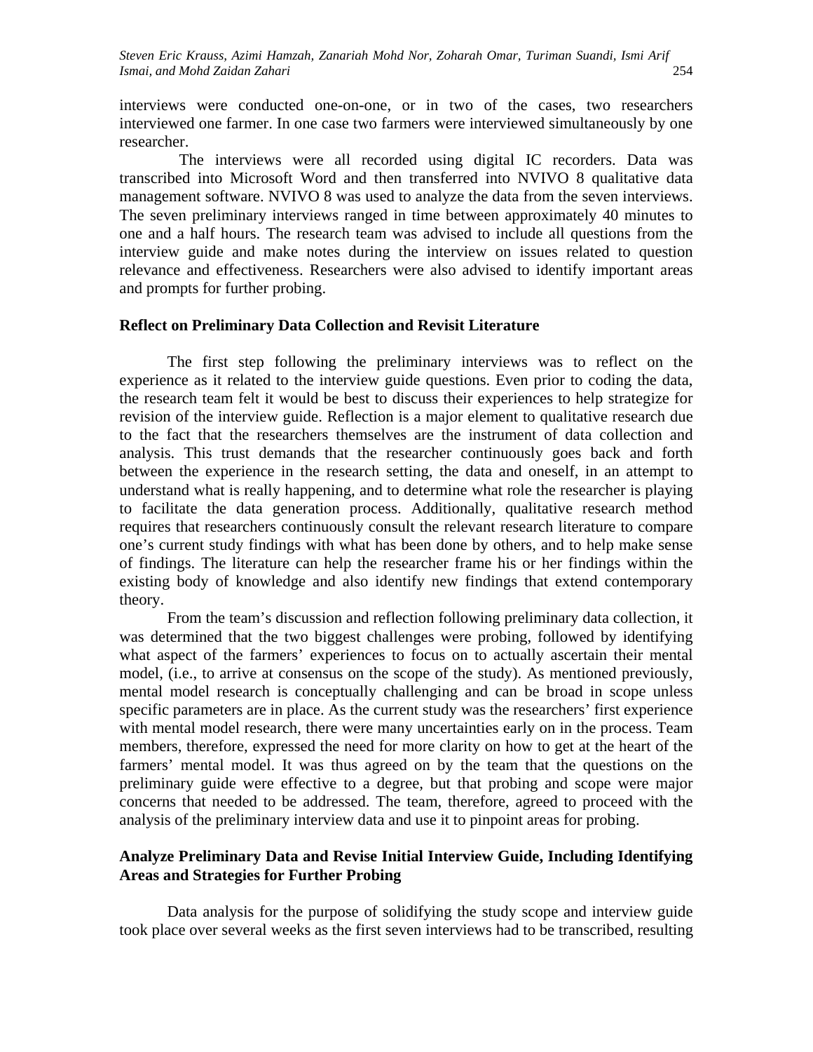interviews were conducted one-on-one, or in two of the cases, two researchers interviewed one farmer. In one case two farmers were interviewed simultaneously by one researcher.

The interviews were all recorded using digital IC recorders. Data was transcribed into Microsoft Word and then transferred into NVIVO 8 qualitative data management software. NVIVO 8 was used to analyze the data from the seven interviews. The seven preliminary interviews ranged in time between approximately 40 minutes to one and a half hours. The research team was advised to include all questions from the interview guide and make notes during the interview on issues related to question relevance and effectiveness. Researchers were also advised to identify important areas and prompts for further probing.

### Reflect on Preliminary Data Collection and Revisit Literature

The first step following the preliminary interviews was to reflect on the experience as it related to the interview guide questions. Even prior to coding the data, the research team felt it would be best to discuss their experiences to help strategize for revision of the interview guide. Reflection is a major element to qualitative research due to the fact that the researchers themselves are the instrument of data collection and analysis. This trust demands that the researcher continuously goes back and forth between the experience in the research setting, the data and oneself, in an attempt to understand what is really happening, and to determine what role the researcher is playing to facilitate the data generation process. Additionally, qualitative research method requires that researchers continuously consult the relevant research literature to compare one's current study findings with what has been done by others, and to help make sense of findings. The literature can help the researcher frame his or her findings within the existing body of knowledge and also identify new findings that extend contemporary theory.

From the team's discussion and reflection following preliminary data collection, it was determined that the two biggest challenges were probing, followed by identifying what aspect of the farmers' experiences to focus on to actually ascertain their mental model, (i.e., to arrive at consensus on the scope of the study). As mentioned previously, mental model research is conceptually challenging and can be broad in scope unless specific parameters are in place. As the current study was the researchers' first experience with mental model research, there were many uncertainties early on in the process. Team members, therefore, expressed the need for more clarity on how to get at the heart of the farmers' mental model. It was thus agreed on by the team that the questions on the preliminary guide were effective to a degree, but that probing and scope were major concerns that needed to be addressed. The team, therefore, agreed to proceed with the analysis of the preliminary interview data and use it to pinpoint areas for probing.

### Analyze Preliminary Data and Revise Initial Interview Guide, Including Identifying Areas and Strategies for Further Probing

Data analysis for the purpose of solidifying the study scope and interview guide took place over several weeks as the first seven interviews had to be transcribed, resulting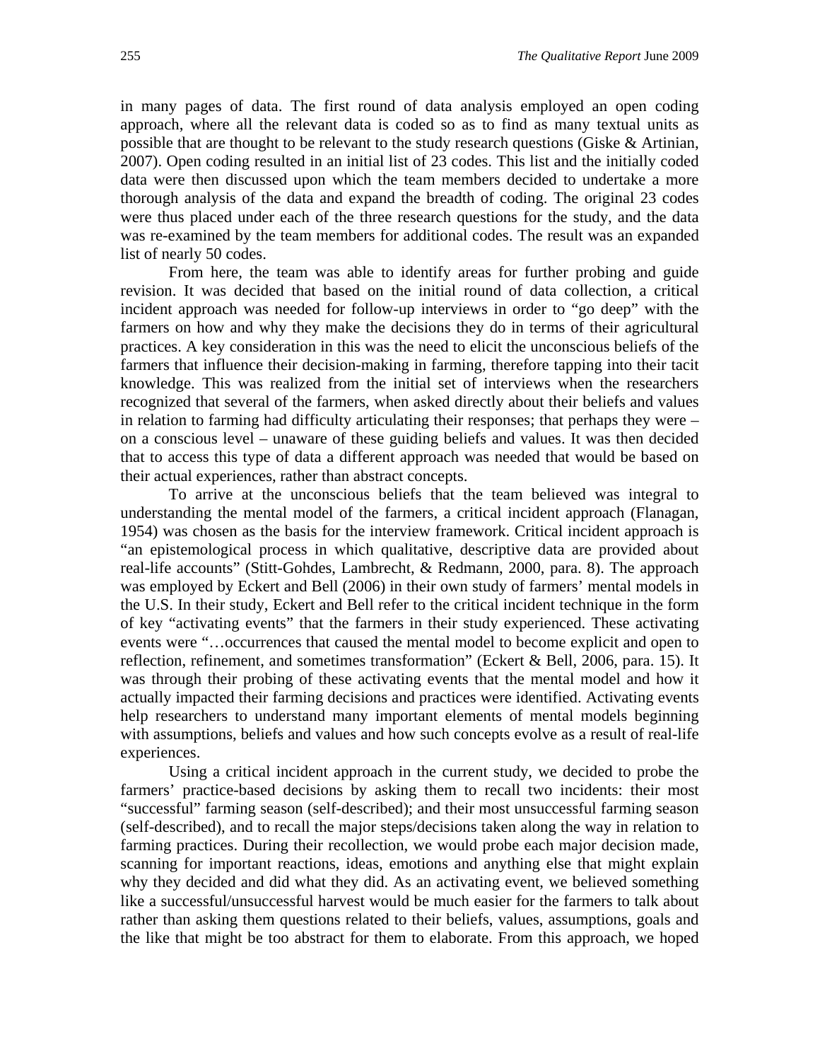in many pages of data. The first round of data analysis employed an open coding approach, where all the relevant data is coded so as to find as many textual units as possible that are thought to be relevant to the study research questions (Giske & Artinian, 2007). Open coding resulted in an initial list of 23 codes. This list and the initially coded data were then discussed upon which the team members decided to undertake a more thorough analysis of the data and expand the breadth of coding. The original 23 codes were thus placed under each of the three research questions for the study, and the data was re-examined by the team members for additional codes. The result was an expanded list of nearly 50 codes.

From here, the team was able to identify areas for further probing and guide revision. It was decided that based on the initial round of data collection, a critical incident approach was needed for follow-up interviews in order to "go deep" with the farmers on how and why they make the decisions they do in terms of their agricultural practices. A key consideration in this was the need to elicit the unconscious beliefs of the farmers that influence their decision-making in farming, therefore tapping into their tacit knowledge. This was realized from the initial set of interviews when the researchers recognized that several of the farmers, when asked directly about their beliefs and values in relation to farming had difficulty articulating their responses; that perhaps they were – on a conscious level – unaware of these guiding beliefs and values. It was then decided that to access this type of data a different approach was needed that would be based on their actual experiences, rather than abstract concepts.

To arrive at the unconscious beliefs that the team believed was integral to understanding the mental model of the farmers, a critical incident approach (Flanagan, 1954) was chosen as the basis for the interview framework. Critical incident approach is "an epistemological process in which qualitative, descriptive data are provided about real-life accounts" (Stitt-Gohdes, Lambrecht, & Redmann, 2000, para. 8). The approach was employed by Eckert and Bell (2006) in their own study of farmers' mental models in the U.S. In their study, Eckert and Bell refer to the critical incident technique in the form of key "activating events" that the farmers in their study experienced. These activating events were "…occurrences that caused the mental model to become explicit and open to reflection, refinement, and sometimes transformation" (Eckert & Bell, 2006, para. 15). It was through their probing of these activating events that the mental model and how it actually impacted their farming decisions and practices were identified. Activating events help researchers to understand many important elements of mental models beginning with assumptions, beliefs and values and how such concepts evolve as a result of real-life experiences.

Using a critical incident approach in the current study, we decided to probe the farmers' practice-based decisions by asking them to recall two incidents: their most "successful" farming season (self-described); and their most unsuccessful farming season (self-described), and to recall the major steps/decisions taken along the way in relation to farming practices. During their recollection, we would probe each major decision made, scanning for important reactions, ideas, emotions and anything else that might explain why they decided and did what they did. As an activating event, we believed something like a successful/unsuccessful harvest would be much easier for the farmers to talk about rather than asking them questions related to their beliefs, values, assumptions, goals and the like that might be too abstract for them to elaborate. From this approach, we hoped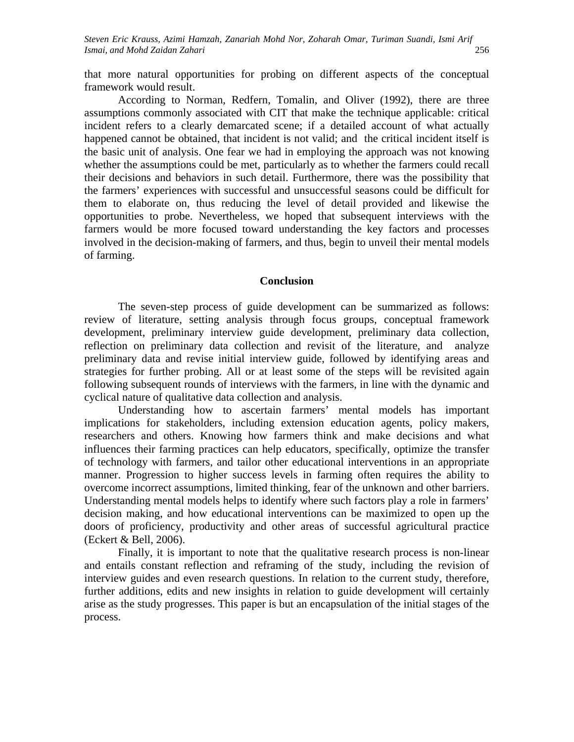that more natural opportunities for probing on different aspects of the conceptual framework would result.

According to Norman, Redfern, Tomalin, and Oliver (1992), there are three assumptions commonly associated with CIT that make the technique applicable: critical incident refers to a clearly demarcated scene; if a detailed account of what actually happened cannot be obtained, that incident is not valid; and the critical incident itself is the basic unit of analysis. One fear we had in employing the approach was not knowing whether the assumptions could be met, particularly as to whether the farmers could recall their decisions and behaviors in such detail. Furthermore, there was the possibility that the farmers' experiences with successful and unsuccessful seasons could be difficult for them to elaborate on, thus reducing the level of detail provided and likewise the opportunities to probe. Nevertheless, we hoped that subsequent interviews with the farmers would be more focused toward understanding the key factors and processes involved in the decision-making of farmers, and thus, begin to unveil their mental models of farming.

## Conclusion

The seven-step process of guide development can be summarized as follows: review of literature, setting analysis through focus groups, conceptual framework development, preliminary interview guide development, preliminary data collection, reflection on preliminary data collection and revisit of the literature, and analyze preliminary data and revise initial interview guide, followed by identifying areas and strategies for further probing. All or at least some of the steps will be revisited again following subsequent rounds of interviews with the farmers, in line with the dynamic and cyclical nature of qualitative data collection and analysis.

Understanding how to ascertain farmers' mental models has important implications for stakeholders, including extension education agents, policy makers, researchers and others. Knowing how farmers think and make decisions and what influences their farming practices can help educators, specifically, optimize the transfer of technology with farmers, and tailor other educational interventions in an appropriate manner. Progression to higher success levels in farming often requires the ability to overcome incorrect assumptions, limited thinking, fear of the unknown and other barriers. Understanding mental models helps to identify where such factors play a role in farmers' decision making, and how educational interventions can be maximized to open up the doors of proficiency, productivity and other areas of successful agricultural practice (Eckert & Bell, 2006).

Finally, it is important to note that the qualitative research process is non-linear and entails constant reflection and reframing of the study, including the revision of interview guides and even research questions. In relation to the current study, therefore, further additions, edits and new insights in relation to guide development will certainly arise as the study progresses. This paper is but an encapsulation of the initial stages of the process.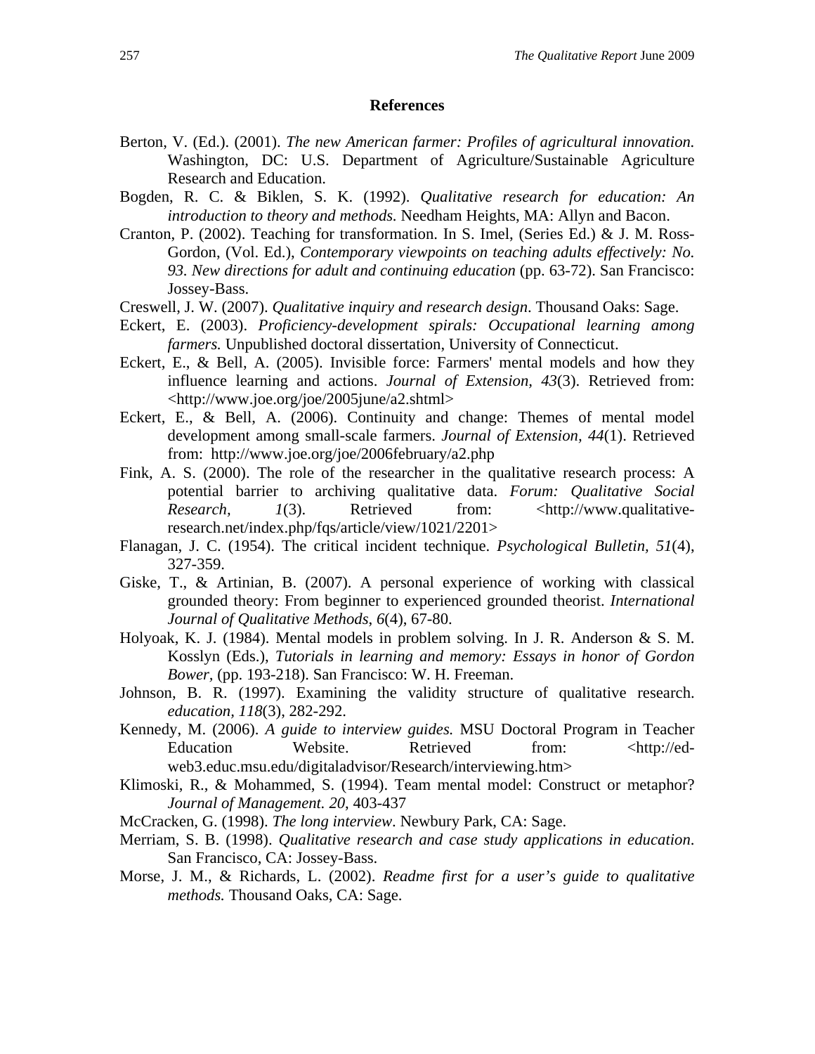## References

Berton, V. (Ed.). (2001). *The new American farmer: Profiles of agricultural innovation.* Washington, DC: U.S. Department of Agriculture/Sustainable Agriculture Research and Education.

Bogden, R. C. & Biklen, S. K. (1992). *Qualitative research for education: An introduction to theory and methods.* Needham Heights, MA: Allyn and Bacon.

Cranton, P. (2002). Teaching for transformation. In S. Imel, (Series Ed.) & J. M. Ross-Gordon, (Vol. Ed.), *Contemporary viewpoints on teaching adults effectively: No. 93. New directions for adult and continuing education* (pp. 63-72). San Francisco: Jossey-Bass.

Creswell, J. W. (2007). *Qualitative inquiry and research design*. Thousand Oaks: Sage.

Eckert, E. (2003). *Proficiency-development spirals: Occupational learning among farmers.* Unpublished doctoral dissertation, University of Connecticut.

Eckert, E., & Bell, A. (2005). Invisible force: Farmers' mental models and how they influence learning and actions. *Journal of Extension, 43*(3). Retrieved from: <http://www.joe.org/joe/2005june/a2.shtml>

Eckert, E., & Bell, A. (2006). Continuity and change: Themes of mental model development among small-scale farmers. *Journal of Extension, 44*(1). Retrieved from: http://www.joe.org/joe/2006february/a2.php

Fink, A. S. (2000). The role of the researcher in the qualitative research process: A potential barrier to archiving qualitative data. *Forum: Qualitative Social Research, 1*(3). Retrieved from: <http://www.qualitative-research.net/index.php/fqs/article/view/1021/2201>

Flanagan, J. C. (1954). The critical incident technique. *Psychological Bulletin, 51*(4), 327-359.

Giske, T., & Artinian, B. (2007). A personal experience of working with classical grounded theory: From beginner to experienced grounded theorist. *International Journal of Qualitative Methods, 6*(4), 67-80.

Holyoak, K. J. (1984). Mental models in problem solving. In J. R. Anderson & S. M. Kosslyn (Eds.), *Tutorials in learning and memory: Essays in honor of Gordon Bower,* (pp. 193-218). San Francisco: W. H. Freeman.

Johnson, B. R. (1997). Examining the validity structure of qualitative research. *education, 118*(3), 282-292.

Kennedy, M. (2006). *A guide to interview guides.* MSU Doctoral Program in Teacher Education Website. Retrieved from: <http://ed-web3.educ.msu.edu/digitaladvisor/Research/interviewing.htm>

Klimoski, R., & Mohammed, S. (1994). Team mental model: Construct or metaphor? *Journal of Management. 20*, 403-437

McCracken, G. (1998). *The long interview*. Newbury Park, CA: Sage.

Merriam, S. B. (1998). *Qualitative research and case study applications in education*. San Francisco, CA: Jossey-Bass.

Morse, J. M., & Richards, L. (2002). *Readme first for a user's guide to qualitative methods.* Thousand Oaks, CA: Sage.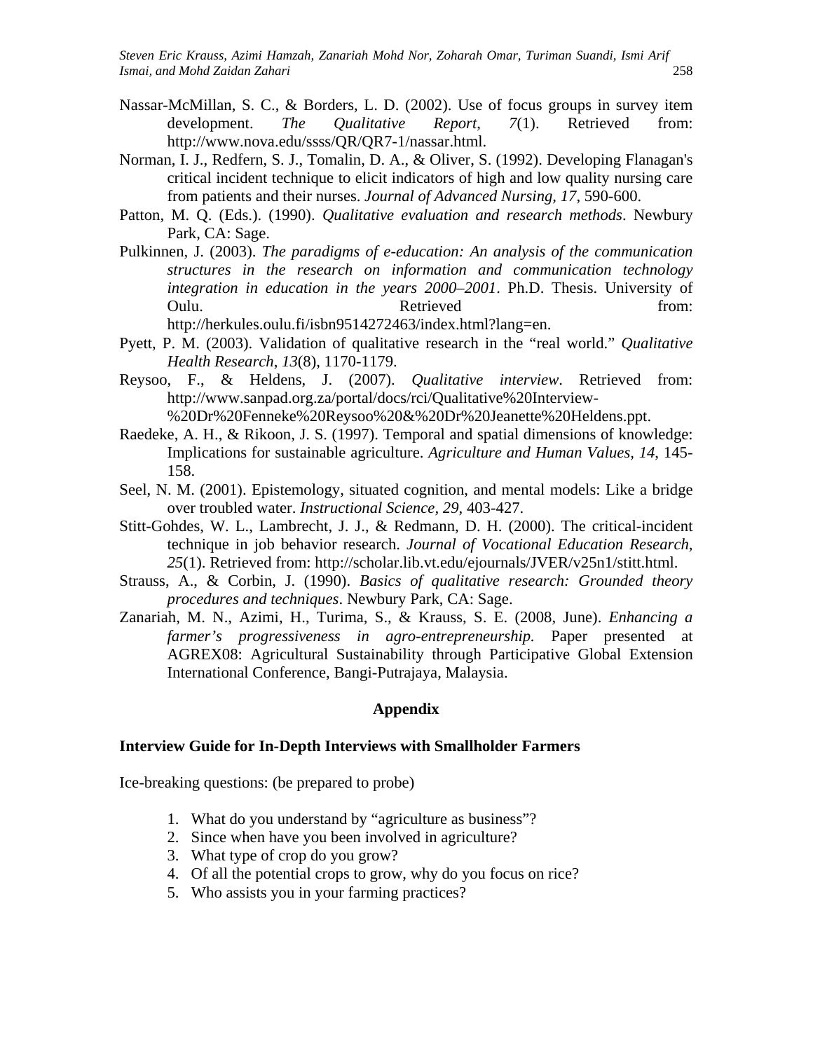Nassar-McMillan, S. C., & Borders, L. D. (2002). Use of focus groups in survey item development. *The Qualitative Report*, *7*(1). Retrieved from: http://www.nova.edu/ssss/QR/QR7-1/nassar.html.

Norman, I. J., Redfern, S. J., Tomalin, D. A., & Oliver, S. (1992). Developing Flanagan's critical incident technique to elicit indicators of high and low quality nursing care from patients and their nurses. *Journal of Advanced Nursing, 17*, 590-600.

Patton, M. Q. (Eds.). (1990). *Qualitative evaluation and research methods*. Newbury Park, CA: Sage.

Pulkinnen, J. (2003). *The paradigms of e-education: An analysis of the communication structures in the research on information and communication technology integration in education in the years 2000–2001*. Ph.D. Thesis. University of Oulu. Retrieved from: http://herkules.oulu.fi/isbn9514272463/index.html?lang=en.

Pyett, P. M. (2003). Validation of qualitative research in the "real world." *Qualitative Health Research*, *13*(8), 1170-1179.

Reysoo, F., & Heldens, J. (2007). *Qualitative interview*. Retrieved from: http://www.sanpad.org.za/portal/docs/rci/Qualitative%20Interview-%20Dr%20Fenneke%20Reysoo%20&%20Dr%20Jeanette%20Heldens.ppt.

Raedeke, A. H., & Rikoon, J. S. (1997). Temporal and spatial dimensions of knowledge: Implications for sustainable agriculture. *Agriculture and Human Values, 14*, 145-158.

Seel, N. M. (2001). Epistemology, situated cognition, and mental models: Like a bridge over troubled water. *Instructional Science, 29*, 403-427.

Stitt-Gohdes, W. L., Lambrecht, J. J., & Redmann, D. H. (2000). The critical-incident technique in job behavior research. *Journal of Vocational Education Research, 25*(1). Retrieved from: http://scholar.lib.vt.edu/ejournals/JVER/v25n1/stitt.html.

Strauss, A., & Corbin, J. (1990). *Basics of qualitative research: Grounded theory procedures and techniques*. Newbury Park, CA: Sage.

Zanariah, M. N., Azimi, H., Turima, S., & Krauss, S. E. (2008, June). *Enhancing a farmer's progressiveness in agro-entrepreneurship.* Paper presented at AGREX08: Agricultural Sustainability through Participative Global Extension International Conference, Bangi-Putrajaya, Malaysia.

## Appendix

### Interview Guide for In-Depth Interviews with Smallholder Farmers

Ice-breaking questions: (be prepared to probe)

1. What do you understand by "agriculture as business"?
2. Since when have you been involved in agriculture?
3. What type of crop do you grow?
4. Of all the potential crops to grow, why do you focus on rice?
5. Who assists you in your farming practices?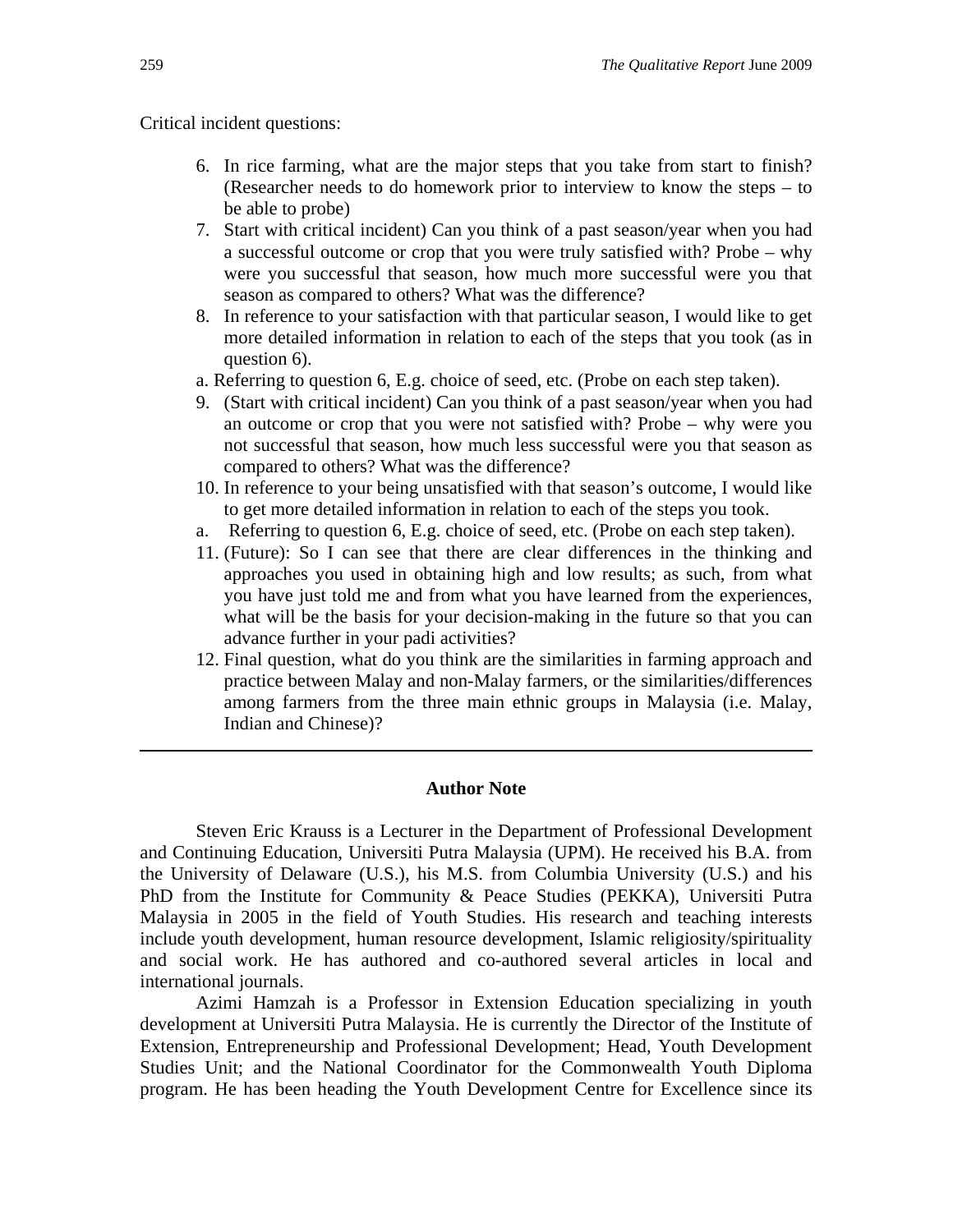Critical incident questions:

6. In rice farming, what are the major steps that you take from start to finish? (Researcher needs to do homework prior to interview to know the steps – to be able to probe)
7. Start with critical incident) Can you think of a past season/year when you had a successful outcome or crop that you were truly satisfied with? Probe – why were you successful that season, how much more successful were you that season as compared to others? What was the difference?
8. In reference to your satisfaction with that particular season, I would like to get more detailed information in relation to each of the steps that you took (as in question 6).

a. Referring to question 6, E.g. choice of seed, etc. (Probe on each step taken).

9. (Start with critical incident) Can you think of a past season/year when you had an outcome or crop that you were not satisfied with? Probe – why were you not successful that season, how much less successful were you that season as compared to others? What was the difference?
10. In reference to your being unsatisfied with that season's outcome, I would like to get more detailed information in relation to each of the steps you took.

a. Referring to question 6, E.g. choice of seed, etc. (Probe on each step taken).

11. (Future): So I can see that there are clear differences in the thinking and approaches you used in obtaining high and low results; as such, from what you have just told me and from what you have learned from the experiences, what will be the basis for your decision-making in the future so that you can advance further in your padi activities?
12. Final question, what do you think are the similarities in farming approach and practice between Malay and non-Malay farmers, or the similarities/differences among farmers from the three main ethnic groups in Malaysia (i.e. Malay, Indian and Chinese)?

---

## Author Note

Steven Eric Krauss is a Lecturer in the Department of Professional Development and Continuing Education, Universiti Putra Malaysia (UPM). He received his B.A. from the University of Delaware (U.S.), his M.S. from Columbia University (U.S.) and his PhD from the Institute for Community & Peace Studies (PEKKA), Universiti Putra Malaysia in 2005 in the field of Youth Studies. His research and teaching interests include youth development, human resource development, Islamic religiosity/spirituality and social work. He has authored and co-authored several articles in local and international journals.

Azimi Hamzah is a Professor in Extension Education specializing in youth development at Universiti Putra Malaysia. He is currently the Director of the Institute of Extension, Entrepreneurship and Professional Development; Head, Youth Development Studies Unit; and the National Coordinator for the Commonwealth Youth Diploma program. He has been heading the Youth Development Centre for Excellence since its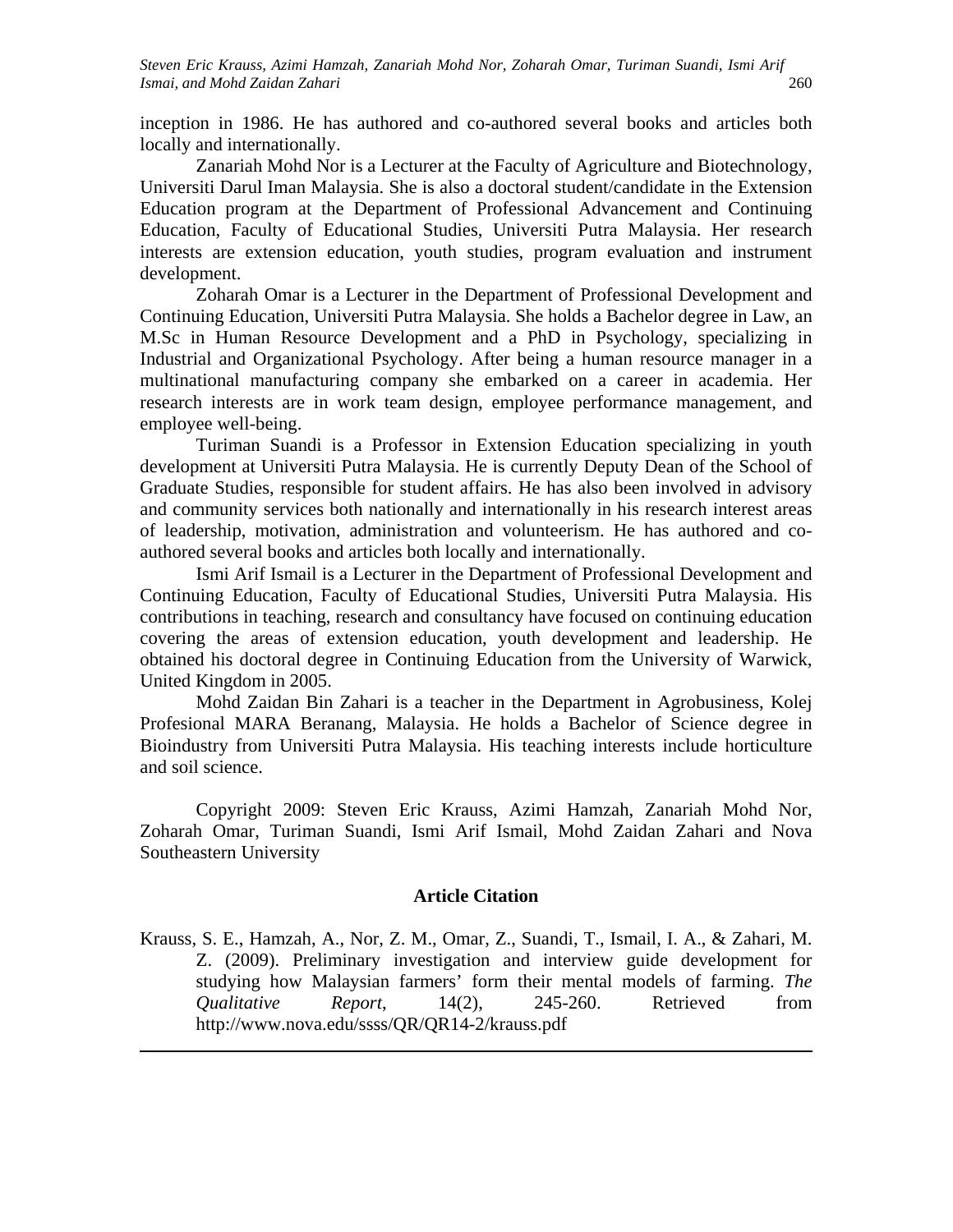inception in 1986. He has authored and co-authored several books and articles both locally and internationally.

Zanariah Mohd Nor is a Lecturer at the Faculty of Agriculture and Biotechnology, Universiti Darul Iman Malaysia. She is also a doctoral student/candidate in the Extension Education program at the Department of Professional Advancement and Continuing Education, Faculty of Educational Studies, Universiti Putra Malaysia. Her research interests are extension education, youth studies, program evaluation and instrument development.

Zoharah Omar is a Lecturer in the Department of Professional Development and Continuing Education, Universiti Putra Malaysia. She holds a Bachelor degree in Law, an M.Sc in Human Resource Development and a PhD in Psychology, specializing in Industrial and Organizational Psychology. After being a human resource manager in a multinational manufacturing company she embarked on a career in academia. Her research interests are in work team design, employee performance management, and employee well-being.

Turiman Suandi is a Professor in Extension Education specializing in youth development at Universiti Putra Malaysia. He is currently Deputy Dean of the School of Graduate Studies, responsible for student affairs. He has also been involved in advisory and community services both nationally and internationally in his research interest areas of leadership, motivation, administration and volunteerism. He has authored and co-authored several books and articles both locally and internationally.

Ismi Arif Ismail is a Lecturer in the Department of Professional Development and Continuing Education, Faculty of Educational Studies, Universiti Putra Malaysia. His contributions in teaching, research and consultancy have focused on continuing education covering the areas of extension education, youth development and leadership. He obtained his doctoral degree in Continuing Education from the University of Warwick, United Kingdom in 2005.

Mohd Zaidan Bin Zahari is a teacher in the Department in Agrobusiness, Kolej Profesional MARA Beranang, Malaysia. He holds a Bachelor of Science degree in Bioindustry from Universiti Putra Malaysia. His teaching interests include horticulture and soil science.

Copyright 2009: Steven Eric Krauss, Azimi Hamzah, Zanariah Mohd Nor, Zoharah Omar, Turiman Suandi, Ismi Arif Ismail, Mohd Zaidan Zahari and Nova Southeastern University

### Article Citation

Krauss, S. E., Hamzah, A., Nor, Z. M., Omar, Z., Suandi, T., Ismail, I. A., & Zahari, M. Z. (2009). Preliminary investigation and interview guide development for studying how Malaysian farmers' form their mental models of farming. *The Qualitative Report*, 14(2), 245-260. Retrieved from http://www.nova.edu/ssss/QR/QR14-2/krauss.pdf